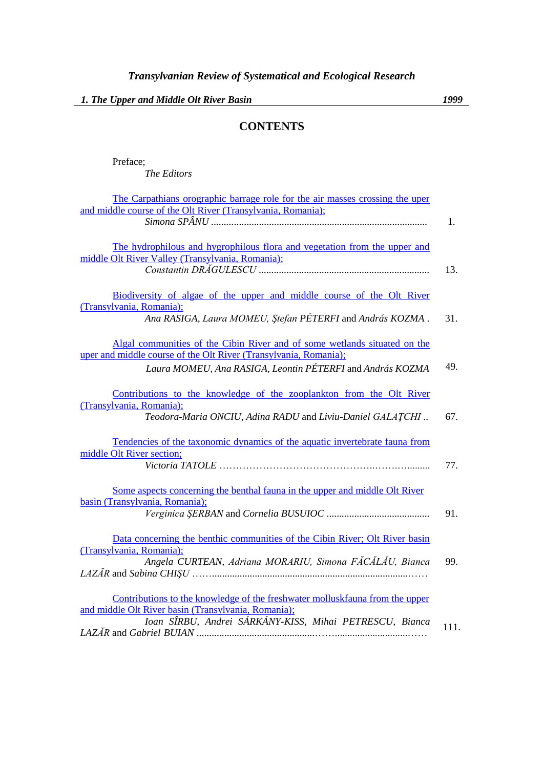*Transylvanian Review of Systematical and Ecological Research*

***1. The Upper and Middle Olt River Basin*** ***1999***

## CONTENTS

Preface;
*The Editors*

The Carpathians orographic barrage role for the air masses crossing the uper and middle course of the Olt River (Transylvania, Romania);
*Simona SPÂNU* ..................................................................................... 1.

The hydrophilous and hygrophilous flora and vegetation from the upper and middle Olt River Valley (Transylvania, Romania);
*Constantin DRĂGULESCU* .................................................................... 13.

Biodiversity of algae of the upper and middle course of the Olt River (Transylvania, Romania);
*Ana RASIGA, Laura MOMEU, Ştefan PÉTERFI* and *András KOZMA* . 31.

Algal communities of the Cibin River and of some wetlands situated on the uper and middle course of the Olt River (Transylvania, Romania);
*Laura MOMEU, Ana RASIGA, Leontin PÉTERFI* and *András KOZMA* 49.

Contributions to the knowledge of the zooplankton from the Olt River (Transylvania, Romania);
*Teodora-Maria ONCIU, Adina RADU* and *Liviu-Daniel GALAŢCHI* .. 67.

Tendencies of the taxonomic dynamics of the aquatic invertebrate fauna from middle Olt River section;
*Victoria TATOLE* ………………………………………..………......... 77.

Some aspects concerning the benthal fauna in the upper and middle Olt River basin (Transylvania, Romania);
*Verginica ŞERBAN* and *Cornelia BUSUIOC* ......................................... 91.

Data concerning the benthic communities of the Cibin River; Olt River basin (Transylvania, Romania);
*Angela CURTEAN, Adriana MORARIU, Simona FĂCĂLĂU, Bianca LAZĂR* and *Sabina CHIŞU* ……...................................................................…… 99.

Contributions to the knowledge of the freshwater molluskfauna from the upper and middle Olt River basin (Transylvania, Romania);
*Ioan SÎRBU, Andrei SÁRKÁNY-KISS, Mihai PETRESCU, Bianca LAZĂR* and *Gabriel BUIAN* ..............................................………...............................…… 111.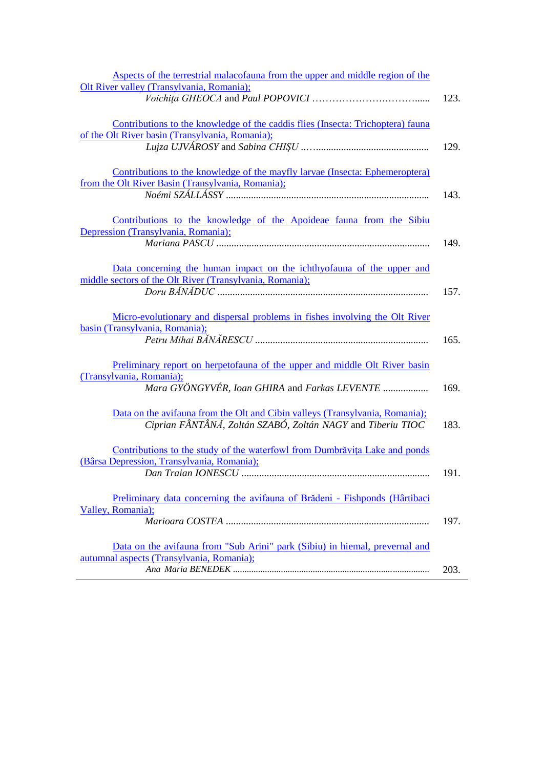Aspects of the terrestrial malacofauna from the upper and middle region of the Olt River valley (Transylvania, Romania);
*Voichiţa GHEOCA* and *Paul POPOVICI* ....................................... 123.

Contributions to the knowledge of the caddis flies (Insecta: Trichoptera) fauna of the Olt River basin (Transylvania, Romania);
*Lujza UJVÁROSY* and *Sabina CHIŞU* ....................................... 129.

Contributions to the knowledge of the mayfly larvae (Insecta: Ephemeroptera) from the Olt River Basin (Transylvania, Romania);
*Noémi SZÁLLÁSSY* ....................................... 143.

Contributions to the knowledge of the Apoideae fauna from the Sibiu Depression (Transylvania, Romania);
*Mariana PASCU* ....................................... 149.

Data concerning the human impact on the ichthyofauna of the upper and middle sectors of the Olt River (Transylvania, Romania);
*Doru BĂNĂDUC* ....................................... 157.

Micro-evolutionary and dispersal problems in fishes involving the Olt River basin (Transylvania, Romania);
*Petru Mihai BĂNĂRESCU* ....................................... 165.

Preliminary report on herpetofauna of the upper and middle Olt River basin (Transylvania, Romania);
*Mara GYÖNGYVÉR*, *Ioan GHIRA* and *Farkas LEVENTE* ....................................... 169.

Data on the avifauna from the Olt and Cibin valleys (Transylvania, Romania);
*Ciprian FÂNTÂNĂ*, *Zoltán SZABÓ*, *Zoltán NAGY* and *Tiberiu TIOC* 183.

Contributions to the study of the waterfowl from Dumbrăviţa Lake and ponds (Bârsa Depression, Transylvania, Romania);
*Dan Traian IONESCU* ....................................... 191.

Preliminary data concerning the avifauna of Brădeni - Fishponds (Hârtibaci Valley, Romania);
*Marioara COSTEA* ....................................... 197.

Data on the avifauna from "Sub Arini" park (Sibiu) in hiemal, prevernal and autumnal aspects (Transylvania, Romania);
*Ana Maria BENEDEK* ....................................... 203.